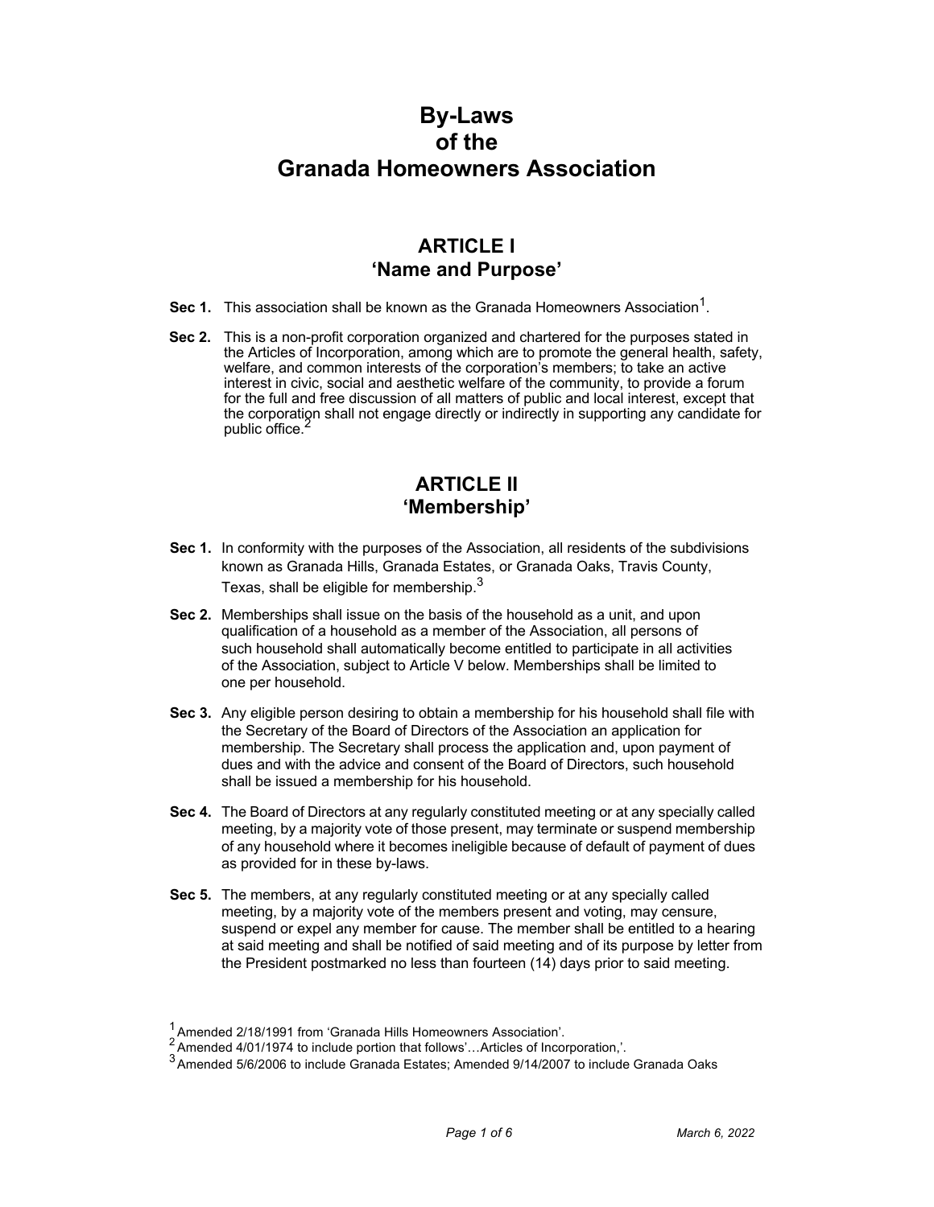# By-Laws of the Granada Homeowners Association

## ARTICLE I
## 'Name and Purpose'

**Sec 1.** This association shall be known as the Granada Homeowners Association[1].

**Sec 2.** This is a non-profit corporation organized and chartered for the purposes stated in the Articles of Incorporation, among which are to promote the general health, safety, welfare, and common interests of the corporation's members; to take an active interest in civic, social and aesthetic welfare of the community, to provide a forum for the full and free discussion of all matters of public and local interest, except that the corporation shall not engage directly or indirectly in supporting any candidate for public office.[2]

## ARTICLE II
## 'Membership'

**Sec 1.** In conformity with the purposes of the Association, all residents of the subdivisions known as Granada Hills, Granada Estates, or Granada Oaks, Travis County, Texas, shall be eligible for membership.[3]

**Sec 2.** Memberships shall issue on the basis of the household as a unit, and upon qualification of a household as a member of the Association, all persons of such household shall automatically become entitled to participate in all activities of the Association, subject to Article V below. Memberships shall be limited to one per household.

**Sec 3.** Any eligible person desiring to obtain a membership for his household shall file with the Secretary of the Board of Directors of the Association an application for membership. The Secretary shall process the application and, upon payment of dues and with the advice and consent of the Board of Directors, such household shall be issued a membership for his household.

**Sec 4.** The Board of Directors at any regularly constituted meeting or at any specially called meeting, by a majority vote of those present, may terminate or suspend membership of any household where it becomes ineligible because of default of payment of dues as provided for in these by-laws.

**Sec 5.** The members, at any regularly constituted meeting or at any specially called meeting, by a majority vote of the members present and voting, may censure, suspend or expel any member for cause. The member shall be entitled to a hearing at said meeting and shall be notified of said meeting and of its purpose by letter from the President postmarked no less than fourteen (14) days prior to said meeting.

---

[1] Amended 2/18/1991 from 'Granada Hills Homeowners Association'.
[2] Amended 4/01/1974 to include portion that follows'…Articles of Incorporation,'.
[3] Amended 5/6/2006 to include Granada Estates; Amended 9/14/2007 to include Granada Oaks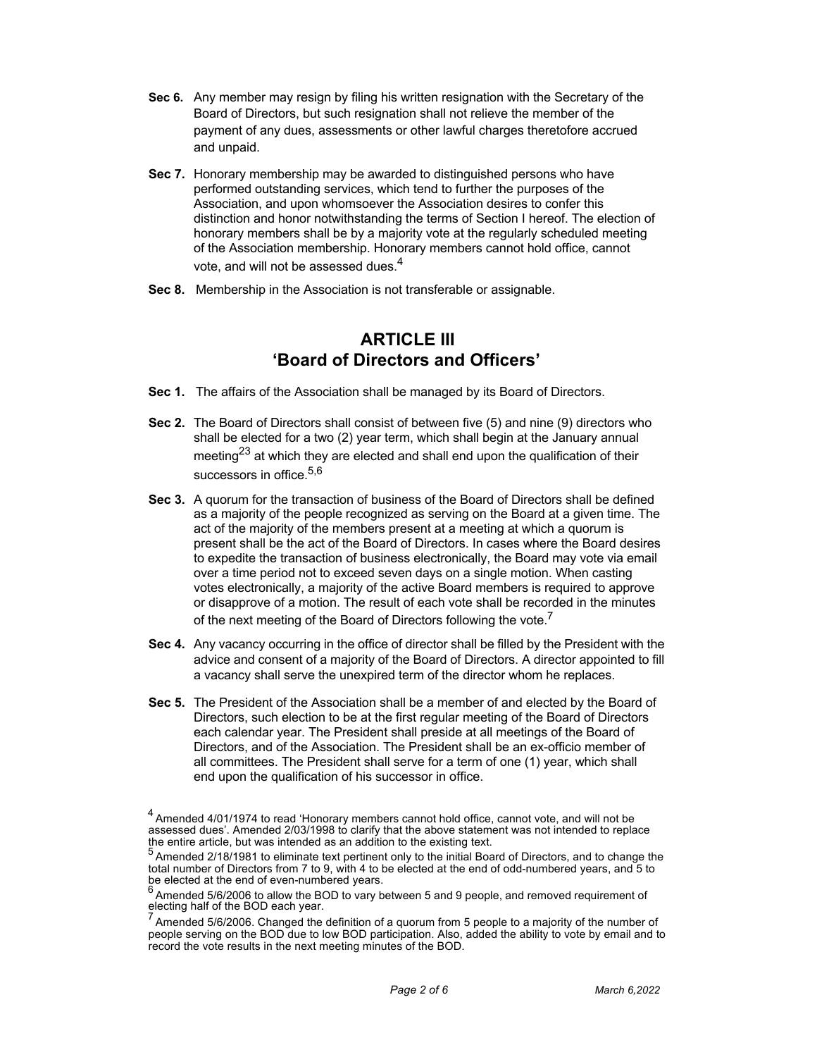**Sec 6.** Any member may resign by filing his written resignation with the Secretary of the Board of Directors, but such resignation shall not relieve the member of the payment of any dues, assessments or other lawful charges theretofore accrued and unpaid.

**Sec 7.** Honorary membership may be awarded to distinguished persons who have performed outstanding services, which tend to further the purposes of the Association, and upon whomsoever the Association desires to confer this distinction and honor notwithstanding the terms of Section I hereof. The election of honorary members shall be by a majority vote at the regularly scheduled meeting of the Association membership. Honorary members cannot hold office, cannot vote, and will not be assessed dues.[4]

**Sec 8.** Membership in the Association is not transferable or assignable.

## ARTICLE III
## 'Board of Directors and Officers'

**Sec 1.** The affairs of the Association shall be managed by its Board of Directors.

**Sec 2.** The Board of Directors shall consist of between five (5) and nine (9) directors who shall be elected for a two (2) year term, which shall begin at the January annual meeting[23] at which they are elected and shall end upon the qualification of their successors in office.[5,6]

**Sec 3.** A quorum for the transaction of business of the Board of Directors shall be defined as a majority of the people recognized as serving on the Board at a given time. The act of the majority of the members present at a meeting at which a quorum is present shall be the act of the Board of Directors. In cases where the Board desires to expedite the transaction of business electronically, the Board may vote via email over a time period not to exceed seven days on a single motion. When casting votes electronically, a majority of the active Board members is required to approve or disapprove of a motion. The result of each vote shall be recorded in the minutes of the next meeting of the Board of Directors following the vote.[7]

**Sec 4.** Any vacancy occurring in the office of director shall be filled by the President with the advice and consent of a majority of the Board of Directors. A director appointed to fill a vacancy shall serve the unexpired term of the director whom he replaces.

**Sec 5.** The President of the Association shall be a member of and elected by the Board of Directors, such election to be at the first regular meeting of the Board of Directors each calendar year. The President shall preside at all meetings of the Board of Directors, and of the Association. The President shall be an ex-officio member of all committees. The President shall serve for a term of one (1) year, which shall end upon the qualification of his successor in office.

---

[4] Amended 4/01/1974 to read 'Honorary members cannot hold office, cannot vote, and will not be assessed dues'. Amended 2/03/1998 to clarify that the above statement was not intended to replace the entire article, but was intended as an addition to the existing text.

[5] Amended 2/18/1981 to eliminate text pertinent only to the initial Board of Directors, and to change the total number of Directors from 7 to 9, with 4 to be elected at the end of odd-numbered years, and 5 to be elected at the end of even-numbered years.

[6] Amended 5/6/2006 to allow the BOD to vary between 5 and 9 people, and removed requirement of electing half of the BOD each year.

[7] Amended 5/6/2006. Changed the definition of a quorum from 5 people to a majority of the number of people serving on the BOD due to low BOD participation. Also, added the ability to vote by email and to record the vote results in the next meeting minutes of the BOD.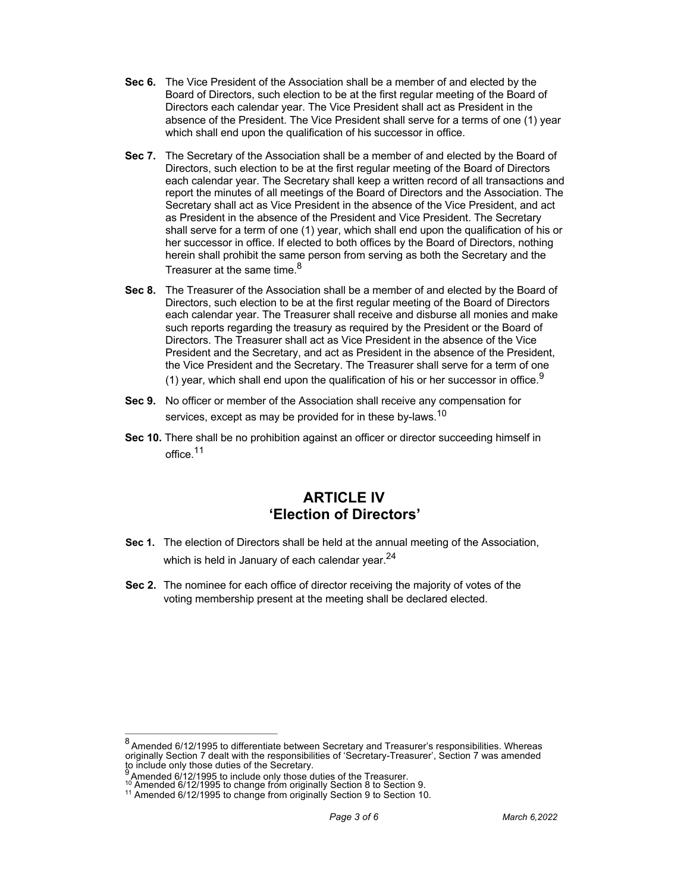**Sec 6.** The Vice President of the Association shall be a member of and elected by the Board of Directors, such election to be at the first regular meeting of the Board of Directors each calendar year. The Vice President shall act as President in the absence of the President. The Vice President shall serve for a terms of one (1) year which shall end upon the qualification of his successor in office.

**Sec 7.** The Secretary of the Association shall be a member of and elected by the Board of Directors, such election to be at the first regular meeting of the Board of Directors each calendar year. The Secretary shall keep a written record of all transactions and report the minutes of all meetings of the Board of Directors and the Association. The Secretary shall act as Vice President in the absence of the Vice President, and act as President in the absence of the President and Vice President. The Secretary shall serve for a term of one (1) year, which shall end upon the qualification of his or her successor in office. If elected to both offices by the Board of Directors, nothing herein shall prohibit the same person from serving as both the Secretary and the Treasurer at the same time.[8]

**Sec 8.** The Treasurer of the Association shall be a member of and elected by the Board of Directors, such election to be at the first regular meeting of the Board of Directors each calendar year. The Treasurer shall receive and disburse all monies and make such reports regarding the treasury as required by the President or the Board of Directors. The Treasurer shall act as Vice President in the absence of the Vice President and the Secretary, and act as President in the absence of the President, the Vice President and the Secretary. The Treasurer shall serve for a term of one (1) year, which shall end upon the qualification of his or her successor in office.[9]

**Sec 9.** No officer or member of the Association shall receive any compensation for services, except as may be provided for in these by-laws.[10]

**Sec 10.** There shall be no prohibition against an officer or director succeeding himself in office.[11]

## ARTICLE IV
## 'Election of Directors'

**Sec 1.** The election of Directors shall be held at the annual meeting of the Association, which is held in January of each calendar year.[24]

**Sec 2.** The nominee for each office of director receiving the majority of votes of the voting membership present at the meeting shall be declared elected.

---

[8] Amended 6/12/1995 to differentiate between Secretary and Treasurer's responsibilities. Whereas originally Section 7 dealt with the responsibilities of 'Secretary-Treasurer', Section 7 was amended to include only those duties of the Secretary.

[9] Amended 6/12/1995 to include only those duties of the Treasurer.

[10] Amended 6/12/1995 to change from originally Section 8 to Section 9.

[11] Amended 6/12/1995 to change from originally Section 9 to Section 10.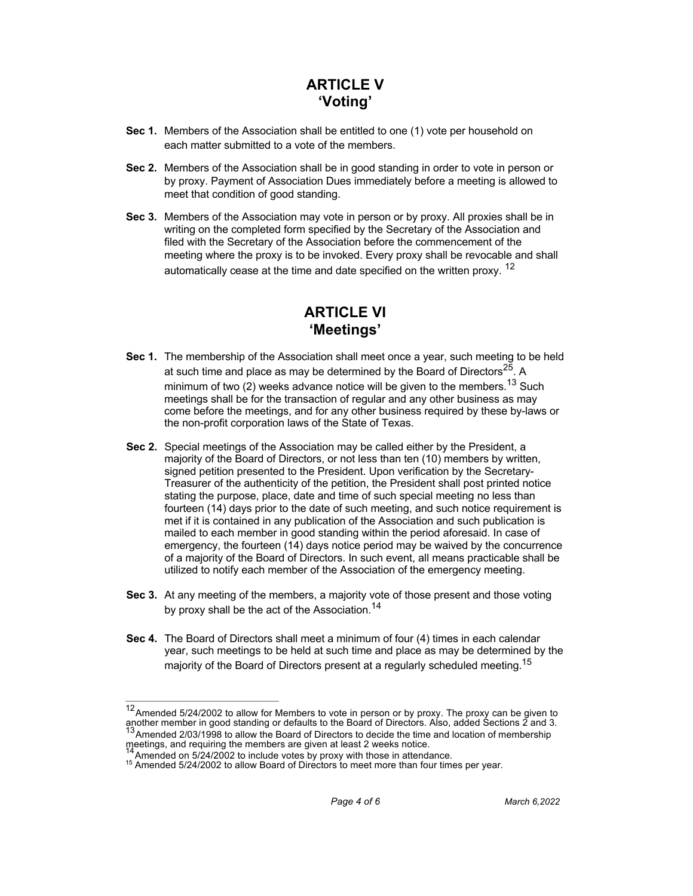# ARTICLE V
## 'Voting'

**Sec 1.** Members of the Association shall be entitled to one (1) vote per household on each matter submitted to a vote of the members.

**Sec 2.** Members of the Association shall be in good standing in order to vote in person or by proxy. Payment of Association Dues immediately before a meeting is allowed to meet that condition of good standing.

**Sec 3.** Members of the Association may vote in person or by proxy. All proxies shall be in writing on the completed form specified by the Secretary of the Association and filed with the Secretary of the Association before the commencement of the meeting where the proxy is to be invoked. Every proxy shall be revocable and shall automatically cease at the time and date specified on the written proxy. [12]

# ARTICLE VI
## 'Meetings'

**Sec 1.** The membership of the Association shall meet once a year, such meeting to be held at such time and place as may be determined by the Board of Directors[25]. A minimum of two (2) weeks advance notice will be given to the members.[13] Such meetings shall be for the transaction of regular and any other business as may come before the meetings, and for any other business required by these by-laws or the non-profit corporation laws of the State of Texas.

**Sec 2.** Special meetings of the Association may be called either by the President, a majority of the Board of Directors, or not less than ten (10) members by written, signed petition presented to the President. Upon verification by the Secretary-Treasurer of the authenticity of the petition, the President shall post printed notice stating the purpose, place, date and time of such special meeting no less than fourteen (14) days prior to the date of such meeting, and such notice requirement is met if it is contained in any publication of the Association and such publication is mailed to each member in good standing within the period aforesaid. In case of emergency, the fourteen (14) days notice period may be waived by the concurrence of a majority of the Board of Directors. In such event, all means practicable shall be utilized to notify each member of the Association of the emergency meeting.

**Sec 3.** At any meeting of the members, a majority vote of those present and those voting by proxy shall be the act of the Association.[14]

**Sec 4.** The Board of Directors shall meet a minimum of four (4) times in each calendar year, such meetings to be held at such time and place as may be determined by the majority of the Board of Directors present at a regularly scheduled meeting.[15]

---

[12] Amended 5/24/2002 to allow for Members to vote in person or by proxy. The proxy can be given to another member in good standing or defaults to the Board of Directors. Also, added Sections 2 and 3.

[13] Amended 2/03/1998 to allow the Board of Directors to decide the time and location of membership meetings, and requiring the members are given at least 2 weeks notice.

[14] Amended on 5/24/2002 to include votes by proxy with those in attendance.

[15] Amended 5/24/2002 to allow Board of Directors to meet more than four times per year.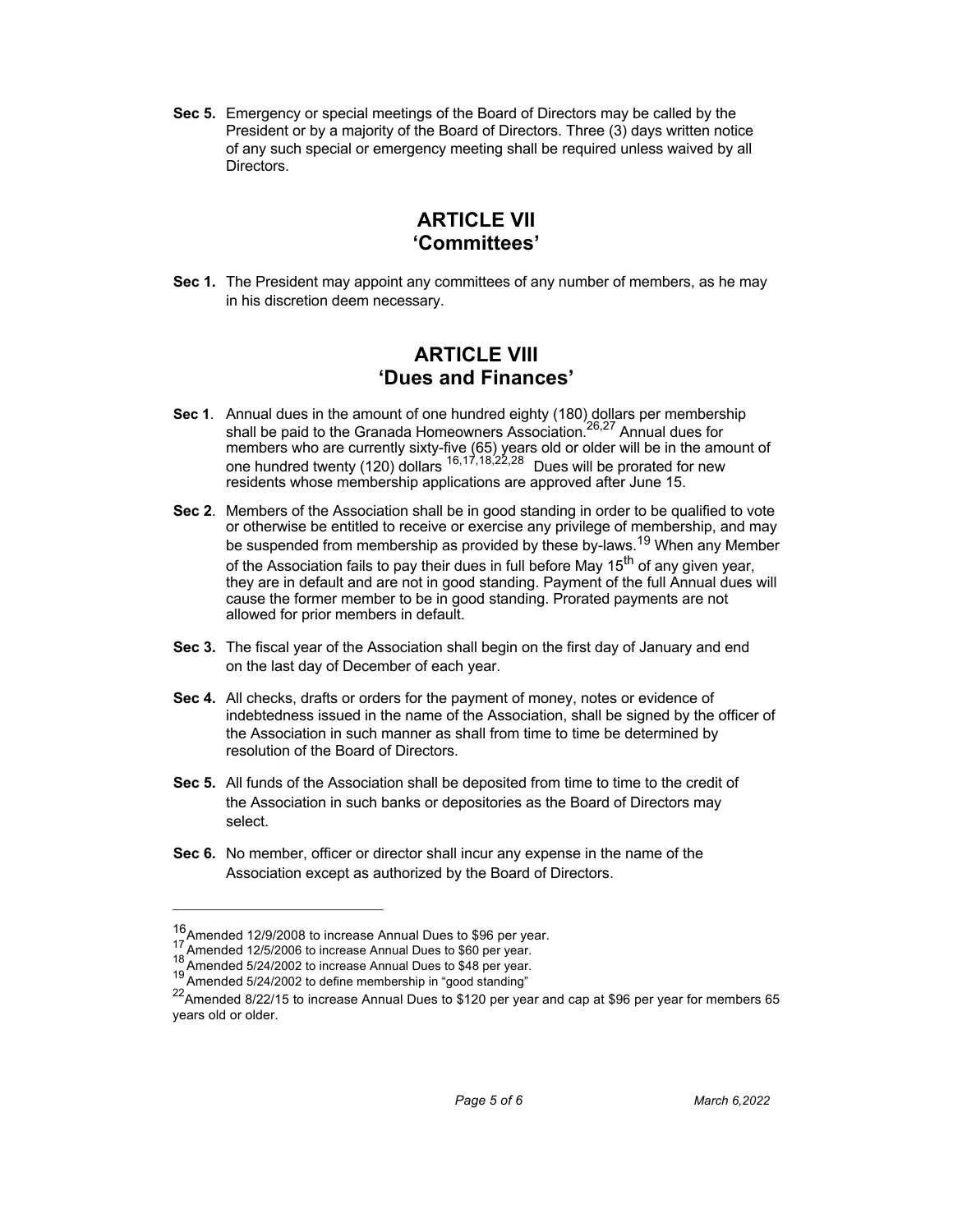**Sec 5.** Emergency or special meetings of the Board of Directors may be called by the President or by a majority of the Board of Directors. Three (3) days written notice of any such special or emergency meeting shall be required unless waived by all Directors.

## ARTICLE VII
## 'Committees'

**Sec 1.** The President may appoint any committees of any number of members, as he may in his discretion deem necessary.

## ARTICLE VIII
## 'Dues and Finances'

**Sec 1**. Annual dues in the amount of one hundred eighty (180) dollars per membership shall be paid to the Granada Homeowners Association.[26,27] Annual dues for members who are currently sixty-five (65) years old or older will be in the amount of one hundred twenty (120) dollars [16,17,18,22,28] Dues will be prorated for new residents whose membership applications are approved after June 15.

**Sec 2**. Members of the Association shall be in good standing in order to be qualified to vote or otherwise be entitled to receive or exercise any privilege of membership, and may be suspended from membership as provided by these by-laws.[19] When any Member of the Association fails to pay their dues in full before May 15th of any given year, they are in default and are not in good standing. Payment of the full Annual dues will cause the former member to be in good standing. Prorated payments are not allowed for prior members in default.

**Sec 3.** The fiscal year of the Association shall begin on the first day of January and end on the last day of December of each year.

**Sec 4.** All checks, drafts or orders for the payment of money, notes or evidence of indebtedness issued in the name of the Association, shall be signed by the officer of the Association in such manner as shall from time to time be determined by resolution of the Board of Directors.

**Sec 5.** All funds of the Association shall be deposited from time to time to the credit of the Association in such banks or depositories as the Board of Directors may select.

**Sec 6.** No member, officer or director shall incur any expense in the name of the Association except as authorized by the Board of Directors.

---

[16] Amended 12/9/2008 to increase Annual Dues to $96 per year.
[17] Amended 12/5/2006 to increase Annual Dues to $60 per year.
[18] Amended 5/24/2002 to increase Annual Dues to $48 per year.
[19] Amended 5/24/2002 to define membership in "good standing"
[22] Amended 8/22/15 to increase Annual Dues to $120 per year and cap at $96 per year for members 65 years old or older.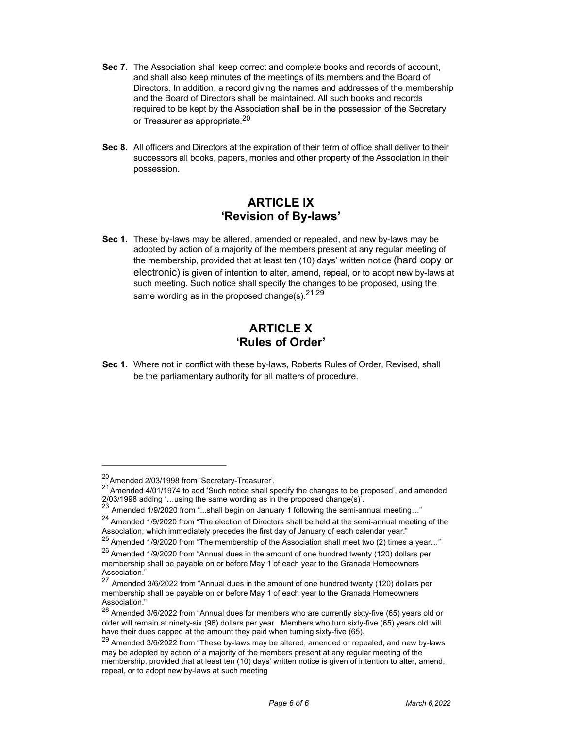**Sec 7.** The Association shall keep correct and complete books and records of account, and shall also keep minutes of the meetings of its members and the Board of Directors. In addition, a record giving the names and addresses of the membership and the Board of Directors shall be maintained. All such books and records required to be kept by the Association shall be in the possession of the Secretary or Treasurer as appropriate.[20]

**Sec 8.** All officers and Directors at the expiration of their term of office shall deliver to their successors all books, papers, monies and other property of the Association in their possession.

## ARTICLE IX
## 'Revision of By-laws'

**Sec 1.** These by-laws may be altered, amended or repealed, and new by-laws may be adopted by action of a majority of the members present at any regular meeting of the membership, provided that at least ten (10) days' written notice (hard copy or electronic) is given of intention to alter, amend, repeal, or to adopt new by-laws at such meeting. Such notice shall specify the changes to be proposed, using the same wording as in the proposed change(s).[21,29]

## ARTICLE X
## 'Rules of Order'

**Sec 1.** Where not in conflict with these by-laws, Roberts Rules of Order, Revised, shall be the parliamentary authority for all matters of procedure.

---

[20] Amended 2/03/1998 from 'Secretary-Treasurer'.

[21] Amended 4/01/1974 to add 'Such notice shall specify the changes to be proposed', and amended 2/03/1998 adding '…using the same wording as in the proposed change(s)'.

[23] Amended 1/9/2020 from "...shall begin on January 1 following the semi-annual meeting…"

[24] Amended 1/9/2020 from "The election of Directors shall be held at the semi-annual meeting of the Association, which immediately precedes the first day of January of each calendar year."

[25] Amended 1/9/2020 from "The membership of the Association shall meet two (2) times a year…"

[26] Amended 1/9/2020 from "Annual dues in the amount of one hundred twenty (120) dollars per membership shall be payable on or before May 1 of each year to the Granada Homeowners Association."

[27] Amended 3/6/2022 from "Annual dues in the amount of one hundred twenty (120) dollars per membership shall be payable on or before May 1 of each year to the Granada Homeowners Association."

[28] Amended 3/6/2022 from "Annual dues for members who are currently sixty-five (65) years old or older will remain at ninety-six (96) dollars per year. Members who turn sixty-five (65) years old will have their dues capped at the amount they paid when turning sixty-five (65).

[29] Amended 3/6/2022 from "These by-laws may be altered, amended or repealed, and new by-laws may be adopted by action of a majority of the members present at any regular meeting of the membership, provided that at least ten (10) days' written notice is given of intention to alter, amend, repeal, or to adopt new by-laws at such meeting